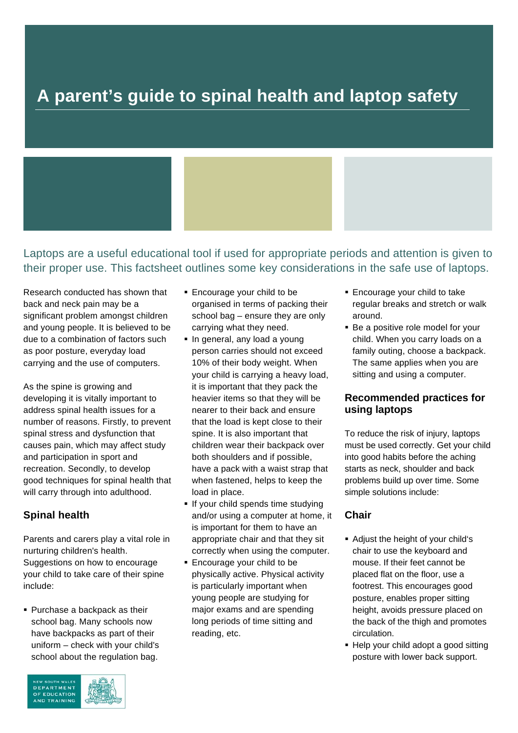# A parent's guide to spinal health and laptop safety

Laptops are a useful educational tool if used for appropriate periods and attention is given to their proper use. This factsheet outlines some key considerations in the safe use of laptops.

Research conducted has shown that back and neck pain may be a significant problem amongst children and young people. It is believed to be due to a combination of factors such as poor posture, everyday load carrying and the use of computers.

As the spine is growing and developing it is vitally important to address spinal health issues for a number of reasons. Firstly, to prevent spinal stress and dysfunction that causes pain, which may affect study and participation in sport and recreation. Secondly, to develop good techniques for spinal health that will carry through into adulthood.

## Spinal health

Parents and carers play a vital role in nurturing children's health. Suggestions on how to encourage your child to take care of their spine include:

- Purchase a backpack as their school bag. Many schools now have backpacks as part of their uniform – check with your child's school about the regulation bag.
- Encourage your child to be organised in terms of packing their school bag – ensure they are only carrying what they need.
- In general, any load a young person carries should not exceed 10% of their body weight. When your child is carrying a heavy load, it is important that they pack the heavier items so that they will be nearer to their back and ensure that the load is kept close to their spine. It is also important that children wear their backpack over both shoulders and if possible, have a pack with a waist strap that when fastened, helps to keep the load in place.
- If your child spends time studying and/or using a computer at home, it is important for them to have an appropriate chair and that they sit correctly when using the computer.
- Encourage your child to be physically active. Physical activity is particularly important when young people are studying for major exams and are spending long periods of time sitting and reading, etc.
- Encourage your child to take regular breaks and stretch or walk around.
- Be a positive role model for your child. When you carry loads on a family outing, choose a backpack. The same applies when you are sitting and using a computer.

## Recommended practices for using laptops

To reduce the risk of injury, laptops must be used correctly. Get your child into good habits before the aching starts as neck, shoulder and back problems build up over time. Some simple solutions include:

### Chair

- Adjust the height of your child's chair to use the keyboard and mouse. If their feet cannot be placed flat on the floor, use a footrest. This encourages good posture, enables proper sitting height, avoids pressure placed on the back of the thigh and promotes circulation.
- Help your child adopt a good sitting posture with lower back support.

New South Wales Department of Education and Training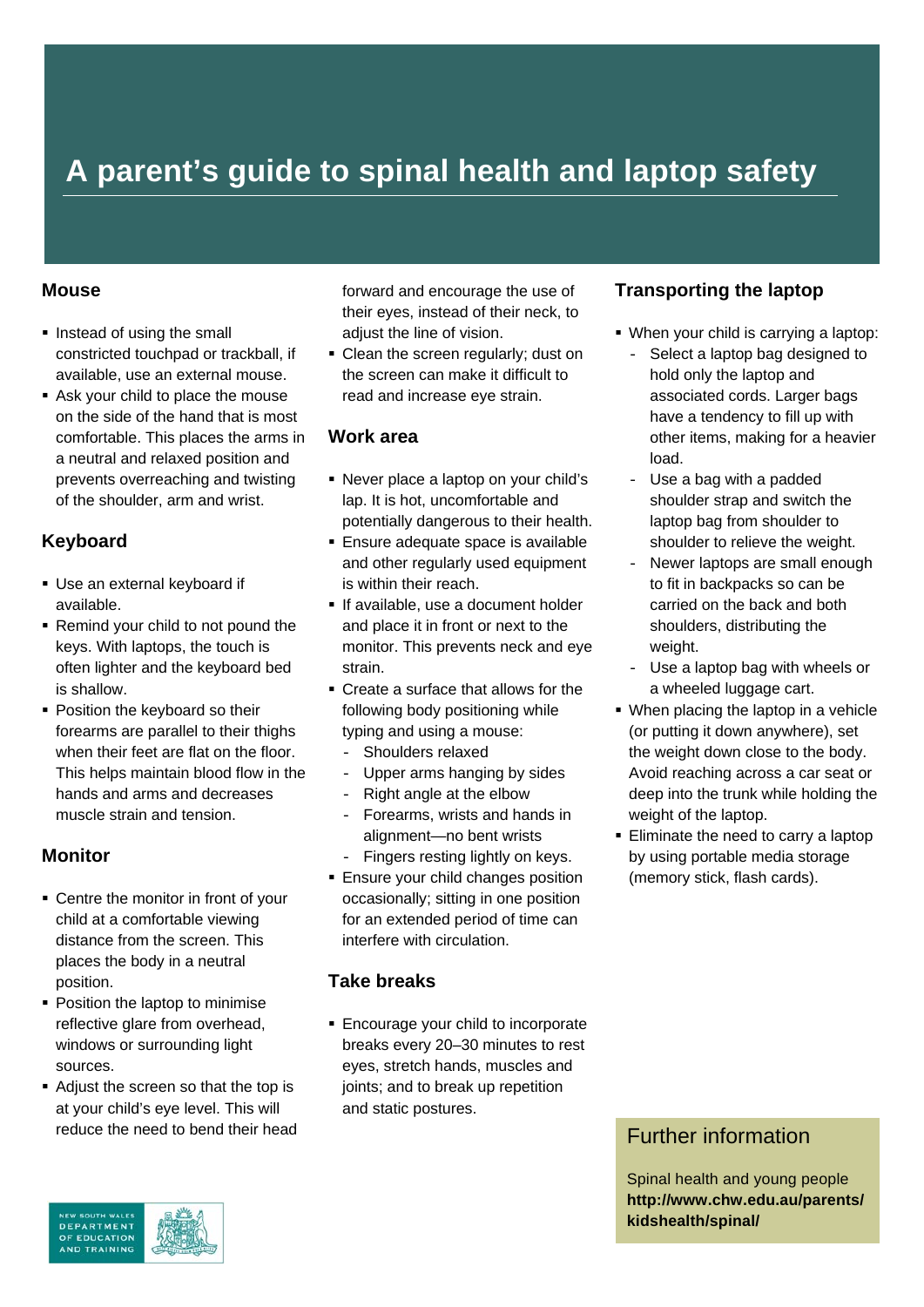# A parent's guide to spinal health and laptop safety

## Mouse

- Instead of using the small constricted touchpad or trackball, if available, use an external mouse.
- Ask your child to place the mouse on the side of the hand that is most comfortable. This places the arms in a neutral and relaxed position and prevents overreaching and twisting of the shoulder, arm and wrist.

## Keyboard

- Use an external keyboard if available.
- Remind your child to not pound the keys. With laptops, the touch is often lighter and the keyboard bed is shallow.
- Position the keyboard so their forearms are parallel to their thighs when their feet are flat on the floor. This helps maintain blood flow in the hands and arms and decreases muscle strain and tension.

## Monitor

- Centre the monitor in front of your child at a comfortable viewing distance from the screen. This places the body in a neutral position.
- Position the laptop to minimise reflective glare from overhead, windows or surrounding light sources.
- Adjust the screen so that the top is at your child's eye level. This will reduce the need to bend their head forward and encourage the use of their eyes, instead of their neck, to adjust the line of vision.
- Clean the screen regularly; dust on the screen can make it difficult to read and increase eye strain.

## Work area

- Never place a laptop on your child's lap. It is hot, uncomfortable and potentially dangerous to their health.
- Ensure adequate space is available and other regularly used equipment is within their reach.
- If available, use a document holder and place it in front or next to the monitor. This prevents neck and eye strain.
- Create a surface that allows for the following body positioning while typing and using a mouse:
  - Shoulders relaxed
  - Upper arms hanging by sides
  - Right angle at the elbow
  - Forearms, wrists and hands in alignment—no bent wrists
  - Fingers resting lightly on keys.
- Ensure your child changes position occasionally; sitting in one position for an extended period of time can interfere with circulation.

## Take breaks

- Encourage your child to incorporate breaks every 20–30 minutes to rest eyes, stretch hands, muscles and joints; and to break up repetition and static postures.

## Transporting the laptop

- When your child is carrying a laptop:
  - Select a laptop bag designed to hold only the laptop and associated cords. Larger bags have a tendency to fill up with other items, making for a heavier load.
  - Use a bag with a padded shoulder strap and switch the laptop bag from shoulder to shoulder to relieve the weight.
  - Newer laptops are small enough to fit in backpacks so can be carried on the back and both shoulders, distributing the weight.
  - Use a laptop bag with wheels or a wheeled luggage cart.
- When placing the laptop in a vehicle (or putting it down anywhere), set the weight down close to the body. Avoid reaching across a car seat or deep into the trunk while holding the weight of the laptop.
- Eliminate the need to carry a laptop by using portable media storage (memory stick, flash cards).

## Further information

Spinal health and young people
**http://www.chw.edu.au/parents/kidshealth/spinal/**

NEW SOUTH WALES DEPARTMENT OF EDUCATION AND TRAINING